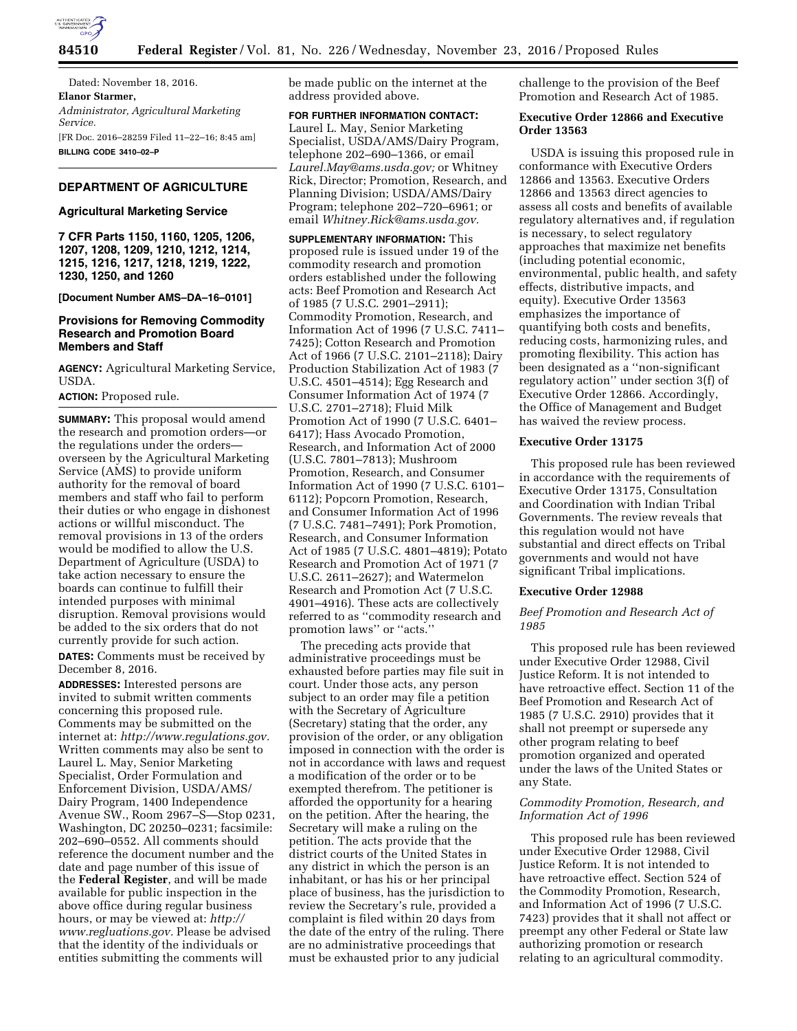Dated: November 18, 2016.

**Elanor Starmer,**

*Administrator, Agricultural Marketing Service.*

[FR Doc. 2016–28259 Filed 11–22–16; 8:45 am]

**BILLING CODE 3410–02–P**

## DEPARTMENT OF AGRICULTURE

### Agricultural Marketing Service

### 7 CFR Parts 1150, 1160, 1205, 1206, 1207, 1208, 1209, 1210, 1212, 1214, 1215, 1216, 1217, 1218, 1219, 1222, 1230, 1250, and 1260

**[Document Number AMS–DA–16–0101]**

## Provisions for Removing Commodity Research and Promotion Board Members and Staff

**AGENCY:** Agricultural Marketing Service, USDA.

**ACTION:** Proposed rule.

**SUMMARY:** This proposal would amend the research and promotion orders—or the regulations under the orders—overseen by the Agricultural Marketing Service (AMS) to provide uniform authority for the removal of board members and staff who fail to perform their duties or who engage in dishonest actions or willful misconduct. The removal provisions in 13 of the orders would be modified to allow the U.S. Department of Agriculture (USDA) to take action necessary to ensure the boards can continue to fulfill their intended purposes with minimal disruption. Removal provisions would be added to the six orders that do not currently provide for such action.

**DATES:** Comments must be received by December 8, 2016.

**ADDRESSES:** Interested persons are invited to submit written comments concerning this proposed rule. Comments may be submitted on the internet at: *http://www.regulations.gov.* Written comments may also be sent to Laurel L. May, Senior Marketing Specialist, Order Formulation and Enforcement Division, USDA/AMS/Dairy Program, 1400 Independence Avenue SW., Room 2967–S—Stop 0231, Washington, DC 20250–0231; facsimile: 202–690–0552. All comments should reference the document number and the date and page number of this issue of the **Federal Register**, and will be made available for public inspection in the above office during regular business hours, or may be viewed at: *http://www.regluations.gov.* Please be advised that the identity of the individuals or entities submitting the comments will be made public on the internet at the address provided above.

**FOR FURTHER INFORMATION CONTACT:** Laurel L. May, Senior Marketing Specialist, USDA/AMS/Dairy Program, telephone 202–690–1366, or email *Laurel.May@ams.usda.gov;* or Whitney Rick, Director; Promotion, Research, and Planning Division; USDA/AMS/Dairy Program; telephone 202–720–6961; or email *Whitney.Rick@ams.usda.gov.*

**SUPPLEMENTARY INFORMATION:** This proposed rule is issued under 19 of the commodity research and promotion orders established under the following acts: Beef Promotion and Research Act of 1985 (7 U.S.C. 2901–2911); Commodity Promotion, Research, and Information Act of 1996 (7 U.S.C. 7411–7425); Cotton Research and Promotion Act of 1966 (7 U.S.C. 2101–2118); Dairy Production Stabilization Act of 1983 (7 U.S.C. 4501–4514); Egg Research and Consumer Information Act of 1974 (7 U.S.C. 2701–2718); Fluid Milk Promotion Act of 1990 (7 U.S.C. 6401–6417); Hass Avocado Promotion, Research, and Information Act of 2000 (U.S.C. 7801–7813); Mushroom Promotion, Research, and Consumer Information Act of 1990 (7 U.S.C. 6101–6112); Popcorn Promotion, Research, and Consumer Information Act of 1996 (7 U.S.C. 7481–7491); Pork Promotion, Research, and Consumer Information Act of 1985 (7 U.S.C. 4801–4819); Potato Research and Promotion Act of 1971 (7 U.S.C. 2611–2627); and Watermelon Research and Promotion Act (7 U.S.C. 4901–4916). These acts are collectively referred to as ''commodity research and promotion laws'' or ''acts.''

The preceding acts provide that administrative proceedings must be exhausted before parties may file suit in court. Under those acts, any person subject to an order may file a petition with the Secretary of Agriculture (Secretary) stating that the order, any provision of the order, or any obligation imposed in connection with the order is not in accordance with laws and request a modification of the order or to be exempted therefrom. The petitioner is afforded the opportunity for a hearing on the petition. After the hearing, the Secretary will make a ruling on the petition. The acts provide that the district courts of the United States in any district in which the person is an inhabitant, or has his or her principal place of business, has the jurisdiction to review the Secretary's rule, provided a complaint is filed within 20 days from the date of the entry of the ruling. There are no administrative proceedings that must be exhausted prior to any judicial challenge to the provision of the Beef Promotion and Research Act of 1985.

### Executive Order 12866 and Executive Order 13563

USDA is issuing this proposed rule in conformance with Executive Orders 12866 and 13563. Executive Orders 12866 and 13563 direct agencies to assess all costs and benefits of available regulatory alternatives and, if regulation is necessary, to select regulatory approaches that maximize net benefits (including potential economic, environmental, public health, and safety effects, distributive impacts, and equity). Executive Order 13563 emphasizes the importance of quantifying both costs and benefits, reducing costs, harmonizing rules, and promoting flexibility. This action has been designated as a ''non-significant regulatory action'' under section 3(f) of Executive Order 12866. Accordingly, the Office of Management and Budget has waived the review process.

### Executive Order 13175

This proposed rule has been reviewed in accordance with the requirements of Executive Order 13175, Consultation and Coordination with Indian Tribal Governments. The review reveals that this regulation would not have substantial and direct effects on Tribal governments and would not have significant Tribal implications.

### Executive Order 12988

#### *Beef Promotion and Research Act of 1985*

This proposed rule has been reviewed under Executive Order 12988, Civil Justice Reform. It is not intended to have retroactive effect. Section 11 of the Beef Promotion and Research Act of 1985 (7 U.S.C. 2910) provides that it shall not preempt or supersede any other program relating to beef promotion organized and operated under the laws of the United States or any State.

#### *Commodity Promotion, Research, and Information Act of 1996*

This proposed rule has been reviewed under Executive Order 12988, Civil Justice Reform. It is not intended to have retroactive effect. Section 524 of the Commodity Promotion, Research, and Information Act of 1996 (7 U.S.C. 7423) provides that it shall not affect or preempt any other Federal or State law authorizing promotion or research relating to an agricultural commodity.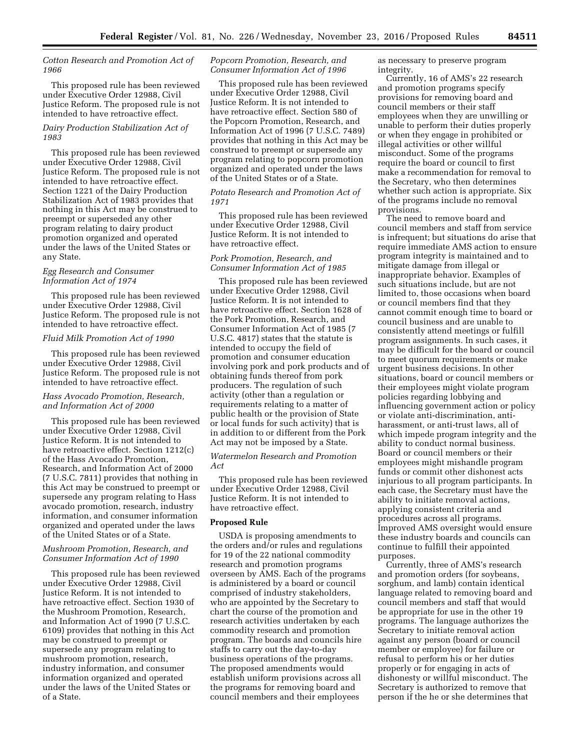### *Cotton Research and Promotion Act of 1966*

This proposed rule has been reviewed under Executive Order 12988, Civil Justice Reform. The proposed rule is not intended to have retroactive effect.

### *Dairy Production Stabilization Act of 1983*

This proposed rule has been reviewed under Executive Order 12988, Civil Justice Reform. The proposed rule is not intended to have retroactive effect. Section 1221 of the Dairy Production Stabilization Act of 1983 provides that nothing in this Act may be construed to preempt or superseded any other program relating to dairy product promotion organized and operated under the laws of the United States or any State.

### *Egg Research and Consumer Information Act of 1974*

This proposed rule has been reviewed under Executive Order 12988, Civil Justice Reform. The proposed rule is not intended to have retroactive effect.

### *Fluid Milk Promotion Act of 1990*

This proposed rule has been reviewed under Executive Order 12988, Civil Justice Reform. The proposed rule is not intended to have retroactive effect.

### *Hass Avocado Promotion, Research, and Information Act of 2000*

This proposed rule has been reviewed under Executive Order 12988, Civil Justice Reform. It is not intended to have retroactive effect. Section 1212(c) of the Hass Avocado Promotion, Research, and Information Act of 2000 (7 U.S.C. 7811) provides that nothing in this Act may be construed to preempt or supersede any program relating to Hass avocado promotion, research, industry information, and consumer information organized and operated under the laws of the United States or of a State.

### *Mushroom Promotion, Research, and Consumer Information Act of 1990*

This proposed rule has been reviewed under Executive Order 12988, Civil Justice Reform. It is not intended to have retroactive effect. Section 1930 of the Mushroom Promotion, Research, and Information Act of 1990 (7 U.S.C. 6109) provides that nothing in this Act may be construed to preempt or supersede any program relating to mushroom promotion, research, industry information, and consumer information organized and operated under the laws of the United States or of a State.

### *Popcorn Promotion, Research, and Consumer Information Act of 1996*

This proposed rule has been reviewed under Executive Order 12988, Civil Justice Reform. It is not intended to have retroactive effect. Section 580 of the Popcorn Promotion, Research, and Information Act of 1996 (7 U.S.C. 7489) provides that nothing in this Act may be construed to preempt or supersede any program relating to popcorn promotion organized and operated under the laws of the United States or of a State.

### *Potato Research and Promotion Act of 1971*

This proposed rule has been reviewed under Executive Order 12988, Civil Justice Reform. It is not intended to have retroactive effect.

### *Pork Promotion, Research, and Consumer Information Act of 1985*

This proposed rule has been reviewed under Executive Order 12988, Civil Justice Reform. It is not intended to have retroactive effect. Section 1628 of the Pork Promotion, Research, and Consumer Information Act of 1985 (7 U.S.C. 4817) states that the statute is intended to occupy the field of promotion and consumer education involving pork and pork products and of obtaining funds thereof from pork producers. The regulation of such activity (other than a regulation or requirements relating to a matter of public health or the provision of State or local funds for such activity) that is in addition to or different from the Pork Act may not be imposed by a State.

### *Watermelon Research and Promotion Act*

This proposed rule has been reviewed under Executive Order 12988, Civil Justice Reform. It is not intended to have retroactive effect.

## Proposed Rule

USDA is proposing amendments to the orders and/or rules and regulations for 19 of the 22 national commodity research and promotion programs overseen by AMS. Each of the programs is administered by a board or council comprised of industry stakeholders, who are appointed by the Secretary to chart the course of the promotion and research activities undertaken by each commodity research and promotion program. The boards and councils hire staffs to carry out the day-to-day business operations of the programs. The proposed amendments would establish uniform provisions across all the programs for removing board and council members and their employees as necessary to preserve program integrity.

Currently, 16 of AMS's 22 research and promotion programs specify provisions for removing board and council members or their staff employees when they are unwilling or unable to perform their duties properly or when they engage in prohibited or illegal activities or other willful misconduct. Some of the programs require the board or council to first make a recommendation for removal to the Secretary, who then determines whether such action is appropriate. Six of the programs include no removal provisions.

The need to remove board and council members and staff from service is infrequent; but situations do arise that require immediate AMS action to ensure program integrity is maintained and to mitigate damage from illegal or inappropriate behavior. Examples of such situations include, but are not limited to, those occasions when board or council members find that they cannot commit enough time to board or council business and are unable to consistently attend meetings or fulfill program assignments. In such cases, it may be difficult for the board or council to meet quorum requirements or make urgent business decisions. In other situations, board or council members or their employees might violate program policies regarding lobbying and influencing government action or policy or violate anti-discrimination, anti-harassment, or anti-trust laws, all of which impede program integrity and the ability to conduct normal business. Board or council members or their employees might mishandle program funds or commit other dishonest acts injurious to all program participants. In each case, the Secretary must have the ability to initiate removal actions, applying consistent criteria and procedures across all programs. Improved AMS oversight would ensure these industry boards and councils can continue to fulfill their appointed purposes.

Currently, three of AMS's research and promotion orders (for soybeans, sorghum, and lamb) contain identical language related to removing board and council members and staff that would be appropriate for use in the other 19 programs. The language authorizes the Secretary to initiate removal action against any person (board or council member or employee) for failure or refusal to perform his or her duties properly or for engaging in acts of dishonesty or willful misconduct. The Secretary is authorized to remove that person if the he or she determines that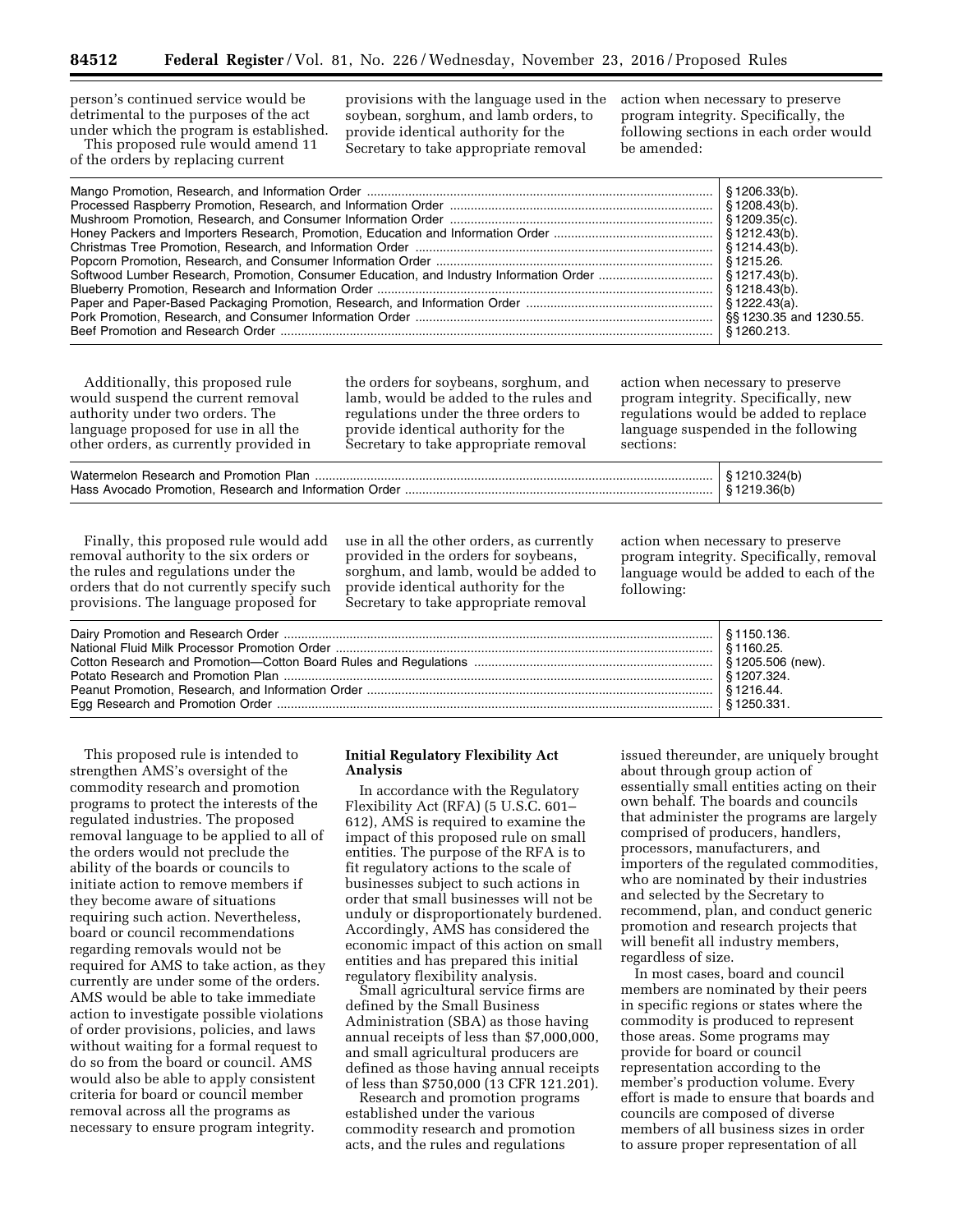person's continued service would be detrimental to the purposes of the act under which the program is established.

This proposed rule would amend 11 of the orders by replacing current provisions with the language used in the soybean, sorghum, and lamb orders, to provide identical authority for the Secretary to take appropriate removal action when necessary to preserve program integrity. Specifically, the following sections in each order would be amended:

| | |
|---|---|
| Mango Promotion, Research, and Information Order | § 1206.33(b). |
| Processed Raspberry Promotion, Research, and Information Order | § 1208.43(b). |
| Mushroom Promotion, Research, and Consumer Information Order | § 1209.35(c). |
| Honey Packers and Importers Research, Promotion, Education and Information Order | § 1212.43(b). |
| Christmas Tree Promotion, Research, and Information Order | § 1214.43(b). |
| Popcorn Promotion, Research, and Consumer Information Order | § 1215.26. |
| Softwood Lumber Research, Promotion, Consumer Education, and Industry Information Order | § 1217.43(b). |
| Blueberry Promotion, Research and Information Order | § 1218.43(b). |
| Paper and Paper-Based Packaging Promotion, Research, and Information Order | § 1222.43(a). |
| Pork Promotion, Research, and Consumer Information Order | §§ 1230.35 and 1230.55. |
| Beef Promotion and Research Order | § 1260.213. |

Additionally, this proposed rule would suspend the current removal authority under two orders. The language proposed for use in all the other orders, as currently provided in the orders for soybeans, sorghum, and lamb, would be added to the rules and regulations under the three orders to provide identical authority for the Secretary to take appropriate removal action when necessary to preserve program integrity. Specifically, new regulations would be added to replace language suspended in the following sections:

| | |
|---|---|
| Watermelon Research and Promotion Plan | § 1210.324(b) |
| Hass Avocado Promotion, Research and Information Order | § 1219.36(b) |

Finally, this proposed rule would add removal authority to the six orders or the rules and regulations under the orders that do not currently specify such provisions. The language proposed for use in all the other orders, as currently provided in the orders for soybeans, sorghum, and lamb, would be added to provide identical authority for the Secretary to take appropriate removal action when necessary to preserve program integrity. Specifically, removal language would be added to each of the following:

| | |
|---|---|
| Dairy Promotion and Research Order | § 1150.136. |
| National Fluid Milk Processor Promotion Order | § 1160.25. |
| Cotton Research and Promotion—Cotton Board Rules and Regulations | § 1205.506 (new). |
| Potato Research and Promotion Plan | § 1207.324. |
| Peanut Promotion, Research, and Information Order | § 1216.44. |
| Egg Research and Promotion Order | § 1250.331. |

This proposed rule is intended to strengthen AMS's oversight of the commodity research and promotion programs to protect the interests of the regulated industries. The proposed removal language to be applied to all of the orders would not preclude the ability of the boards or councils to initiate action to remove members if they become aware of situations requiring such action. Nevertheless, board or council recommendations regarding removals would not be required for AMS to take action, as they currently are under some of the orders. AMS would be able to take immediate action to investigate possible violations of order provisions, policies, and laws without waiting for a formal request to do so from the board or council. AMS would also be able to apply consistent criteria for board or council member removal across all the programs as necessary to ensure program integrity.

**Initial Regulatory Flexibility Act Analysis**

In accordance with the Regulatory Flexibility Act (RFA) (5 U.S.C. 601–612), AMS is required to examine the impact of this proposed rule on small entities. The purpose of the RFA is to fit regulatory actions to the scale of businesses subject to such actions in order that small businesses will not be unduly or disproportionately burdened. Accordingly, AMS has considered the economic impact of this action on small entities and has prepared this initial regulatory flexibility analysis.

Small agricultural service firms are defined by the Small Business Administration (SBA) as those having annual receipts of less than $7,000,000, and small agricultural producers are defined as those having annual receipts of less than $750,000 (13 CFR 121.201).

Research and promotion programs established under the various commodity research and promotion acts, and the rules and regulations issued thereunder, are uniquely brought about through group action of essentially small entities acting on their own behalf. The boards and councils that administer the programs are largely comprised of producers, handlers, processors, manufacturers, and importers of the regulated commodities, who are nominated by their industries and selected by the Secretary to recommend, plan, and conduct generic promotion and research projects that will benefit all industry members, regardless of size.

In most cases, board and council members are nominated by their peers in specific regions or states where the commodity is produced to represent those areas. Some programs may provide for board or council representation according to the member's production volume. Every effort is made to ensure that boards and councils are composed of diverse members of all business sizes in order to assure proper representation of all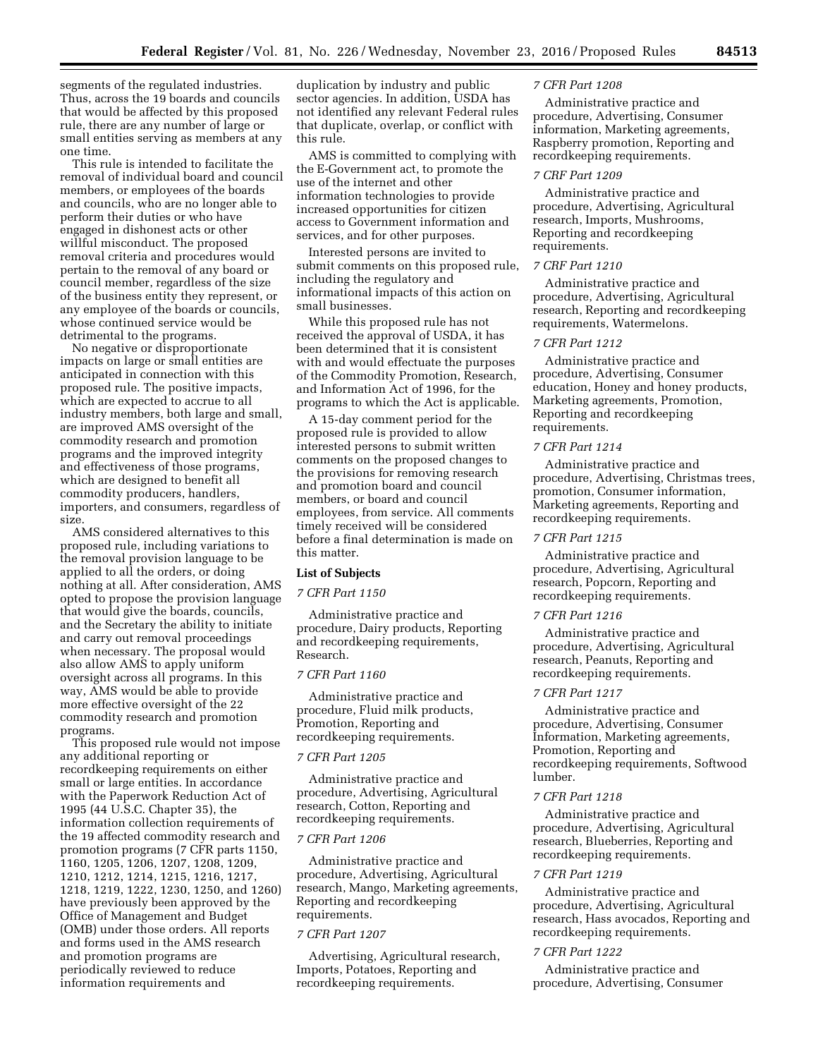segments of the regulated industries. Thus, across the 19 boards and councils that would be affected by this proposed rule, there are any number of large or small entities serving as members at any one time.

This rule is intended to facilitate the removal of individual board and council members, or employees of the boards and councils, who are no longer able to perform their duties or who have engaged in dishonest acts or other willful misconduct. The proposed removal criteria and procedures would pertain to the removal of any board or council member, regardless of the size of the business entity they represent, or any employee of the boards or councils, whose continued service would be detrimental to the programs.

No negative or disproportionate impacts on large or small entities are anticipated in connection with this proposed rule. The positive impacts, which are expected to accrue to all industry members, both large and small, are improved AMS oversight of the commodity research and promotion programs and the improved integrity and effectiveness of those programs, which are designed to benefit all commodity producers, handlers, importers, and consumers, regardless of size.

AMS considered alternatives to this proposed rule, including variations to the removal provision language to be applied to all the orders, or doing nothing at all. After consideration, AMS opted to propose the provision language that would give the boards, councils, and the Secretary the ability to initiate and carry out removal proceedings when necessary. The proposal would also allow AMS to apply uniform oversight across all programs. In this way, AMS would be able to provide more effective oversight of the 22 commodity research and promotion programs.

This proposed rule would not impose any additional reporting or recordkeeping requirements on either small or large entities. In accordance with the Paperwork Reduction Act of 1995 (44 U.S.C. Chapter 35), the information collection requirements of the 19 affected commodity research and promotion programs (7 CFR parts 1150, 1160, 1205, 1206, 1207, 1208, 1209, 1210, 1212, 1214, 1215, 1216, 1217, 1218, 1219, 1222, 1230, 1250, and 1260) have previously been approved by the Office of Management and Budget (OMB) under those orders. All reports and forms used in the AMS research and promotion programs are periodically reviewed to reduce information requirements and duplication by industry and public sector agencies. In addition, USDA has not identified any relevant Federal rules that duplicate, overlap, or conflict with this rule.

AMS is committed to complying with the E-Government act, to promote the use of the internet and other information technologies to provide increased opportunities for citizen access to Government information and services, and for other purposes.

Interested persons are invited to submit comments on this proposed rule, including the regulatory and informational impacts of this action on small businesses.

While this proposed rule has not received the approval of USDA, it has been determined that it is consistent with and would effectuate the purposes of the Commodity Promotion, Research, and Information Act of 1996, for the programs to which the Act is applicable.

A 15-day comment period for the proposed rule is provided to allow interested persons to submit written comments on the proposed changes to the provisions for removing research and promotion board and council members, or board and council employees, from service. All comments timely received will be considered before a final determination is made on this matter.

**List of Subjects**

*7 CFR Part 1150*

Administrative practice and procedure, Dairy products, Reporting and recordkeeping requirements, Research.

*7 CFR Part 1160*

Administrative practice and procedure, Fluid milk products, Promotion, Reporting and recordkeeping requirements.

*7 CFR Part 1205*

Administrative practice and procedure, Advertising, Agricultural research, Cotton, Reporting and recordkeeping requirements.

*7 CFR Part 1206*

Administrative practice and procedure, Advertising, Agricultural research, Mango, Marketing agreements, Reporting and recordkeeping requirements.

*7 CFR Part 1207*

Advertising, Agricultural research, Imports, Potatoes, Reporting and recordkeeping requirements.

*7 CFR Part 1208*

Administrative practice and procedure, Advertising, Consumer information, Marketing agreements, Raspberry promotion, Reporting and recordkeeping requirements.

*7 CRF Part 1209*

Administrative practice and procedure, Advertising, Agricultural research, Imports, Mushrooms, Reporting and recordkeeping requirements.

*7 CRF Part 1210*

Administrative practice and procedure, Advertising, Agricultural research, Reporting and recordkeeping requirements, Watermelons.

*7 CFR Part 1212*

Administrative practice and procedure, Advertising, Consumer education, Honey and honey products, Marketing agreements, Promotion, Reporting and recordkeeping requirements.

*7 CFR Part 1214*

Administrative practice and procedure, Advertising, Christmas trees, promotion, Consumer information, Marketing agreements, Reporting and recordkeeping requirements.

*7 CFR Part 1215*

Administrative practice and procedure, Advertising, Agricultural research, Popcorn, Reporting and recordkeeping requirements.

*7 CFR Part 1216*

Administrative practice and procedure, Advertising, Agricultural research, Peanuts, Reporting and recordkeeping requirements.

*7 CFR Part 1217*

Administrative practice and procedure, Advertising, Consumer Information, Marketing agreements, Promotion, Reporting and recordkeeping requirements, Softwood lumber.

*7 CFR Part 1218*

Administrative practice and procedure, Advertising, Agricultural research, Blueberries, Reporting and recordkeeping requirements.

*7 CFR Part 1219*

Administrative practice and procedure, Advertising, Agricultural research, Hass avocados, Reporting and recordkeeping requirements.

*7 CFR Part 1222*

Administrative practice and procedure, Advertising, Consumer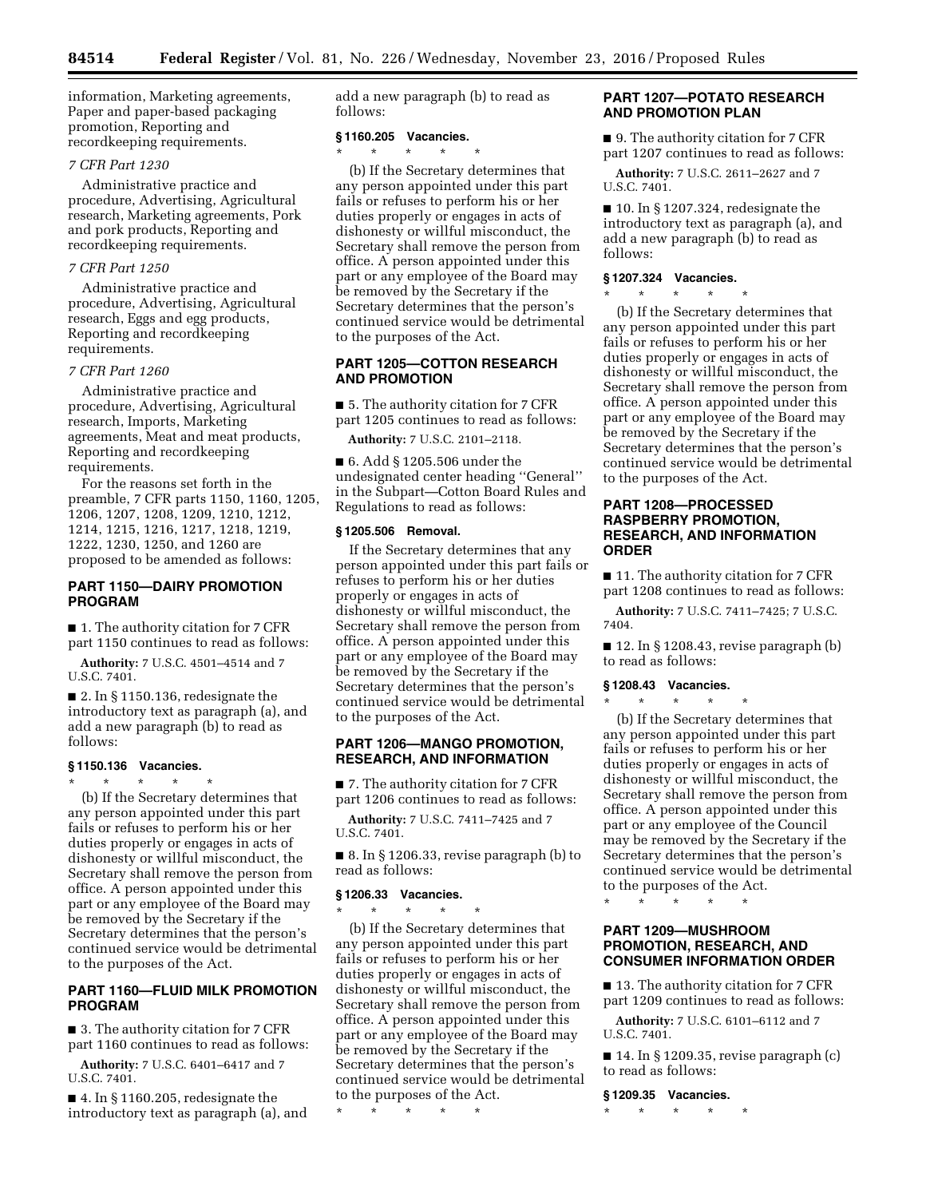information, Marketing agreements, Paper and paper-based packaging promotion, Reporting and recordkeeping requirements.

*7 CFR Part 1230*

Administrative practice and procedure, Advertising, Agricultural research, Marketing agreements, Pork and pork products, Reporting and recordkeeping requirements.

*7 CFR Part 1250*

Administrative practice and procedure, Advertising, Agricultural research, Eggs and egg products, Reporting and recordkeeping requirements.

*7 CFR Part 1260*

Administrative practice and procedure, Advertising, Agricultural research, Imports, Marketing agreements, Meat and meat products, Reporting and recordkeeping requirements.

For the reasons set forth in the preamble, 7 CFR parts 1150, 1160, 1205, 1206, 1207, 1208, 1209, 1210, 1212, 1214, 1215, 1216, 1217, 1218, 1219, 1222, 1230, 1250, and 1260 are proposed to be amended as follows:

## PART 1150—DAIRY PROMOTION PROGRAM

■ 1. The authority citation for 7 CFR part 1150 continues to read as follows:

**Authority:** 7 U.S.C. 4501–4514 and 7 U.S.C. 7401.

■ 2. In § 1150.136, redesignate the introductory text as paragraph (a), and add a new paragraph (b) to read as follows:

### § 1150.136 Vacancies.

\* \* \* \* \*

(b) If the Secretary determines that any person appointed under this part fails or refuses to perform his or her duties properly or engages in acts of dishonesty or willful misconduct, the Secretary shall remove the person from office. A person appointed under this part or any employee of the Board may be removed by the Secretary if the Secretary determines that the person's continued service would be detrimental to the purposes of the Act.

## PART 1160—FLUID MILK PROMOTION PROGRAM

■ 3. The authority citation for 7 CFR part 1160 continues to read as follows:

**Authority:** 7 U.S.C. 6401–6417 and 7 U.S.C. 7401.

■ 4. In § 1160.205, redesignate the introductory text as paragraph (a), and add a new paragraph (b) to read as follows:

### § 1160.205 Vacancies.

\* \* \* \* \*

(b) If the Secretary determines that any person appointed under this part fails or refuses to perform his or her duties properly or engages in acts of dishonesty or willful misconduct, the Secretary shall remove the person from office. A person appointed under this part or any employee of the Board may be removed by the Secretary if the Secretary determines that the person's continued service would be detrimental to the purposes of the Act.

## PART 1205—COTTON RESEARCH AND PROMOTION

■ 5. The authority citation for 7 CFR part 1205 continues to read as follows:

**Authority:** 7 U.S.C. 2101–2118.

■ 6. Add § 1205.506 under the undesignated center heading ''General'' in the Subpart—Cotton Board Rules and Regulations to read as follows:

### § 1205.506 Removal.

If the Secretary determines that any person appointed under this part fails or refuses to perform his or her duties properly or engages in acts of dishonesty or willful misconduct, the Secretary shall remove the person from office. A person appointed under this part or any employee of the Board may be removed by the Secretary if the Secretary determines that the person's continued service would be detrimental to the purposes of the Act.

## PART 1206—MANGO PROMOTION, RESEARCH, AND INFORMATION

■ 7. The authority citation for 7 CFR part 1206 continues to read as follows:

**Authority:** 7 U.S.C. 7411–7425 and 7 U.S.C. 7401.

■ 8. In § 1206.33, revise paragraph (b) to read as follows:

### § 1206.33 Vacancies.

\* \* \* \* \*

(b) If the Secretary determines that any person appointed under this part fails or refuses to perform his or her duties properly or engages in acts of dishonesty or willful misconduct, the Secretary shall remove the person from office. A person appointed under this part or any employee of the Board may be removed by the Secretary if the Secretary determines that the person's continued service would be detrimental to the purposes of the Act.

\* \* \* \* \*

## PART 1207—POTATO RESEARCH AND PROMOTION PLAN

■ 9. The authority citation for 7 CFR part 1207 continues to read as follows:

**Authority:** 7 U.S.C. 2611–2627 and 7 U.S.C. 7401.

■ 10. In § 1207.324, redesignate the introductory text as paragraph (a), and add a new paragraph (b) to read as follows:

### § 1207.324 Vacancies.

\* \* \* \* \*

(b) If the Secretary determines that any person appointed under this part fails or refuses to perform his or her duties properly or engages in acts of dishonesty or willful misconduct, the Secretary shall remove the person from office. A person appointed under this part or any employee of the Board may be removed by the Secretary if the Secretary determines that the person's continued service would be detrimental to the purposes of the Act.

## PART 1208—PROCESSED RASPBERRY PROMOTION, RESEARCH, AND INFORMATION ORDER

■ 11. The authority citation for 7 CFR part 1208 continues to read as follows:

**Authority:** 7 U.S.C. 7411–7425; 7 U.S.C. 7404.

■ 12. In § 1208.43, revise paragraph (b) to read as follows:

### § 1208.43 Vacancies.

\* \* \* \* \*

(b) If the Secretary determines that any person appointed under this part fails or refuses to perform his or her duties properly or engages in acts of dishonesty or willful misconduct, the Secretary shall remove the person from office. A person appointed under this part or any employee of the Council may be removed by the Secretary if the Secretary determines that the person's continued service would be detrimental to the purposes of the Act.

\* \* \* \* \*

## PART 1209—MUSHROOM PROMOTION, RESEARCH, AND CONSUMER INFORMATION ORDER

■ 13. The authority citation for 7 CFR part 1209 continues to read as follows:

**Authority:** 7 U.S.C. 6101–6112 and 7 U.S.C. 7401.

■ 14. In § 1209.35, revise paragraph (c) to read as follows:

### § 1209.35 Vacancies.

\* \* \* \* \*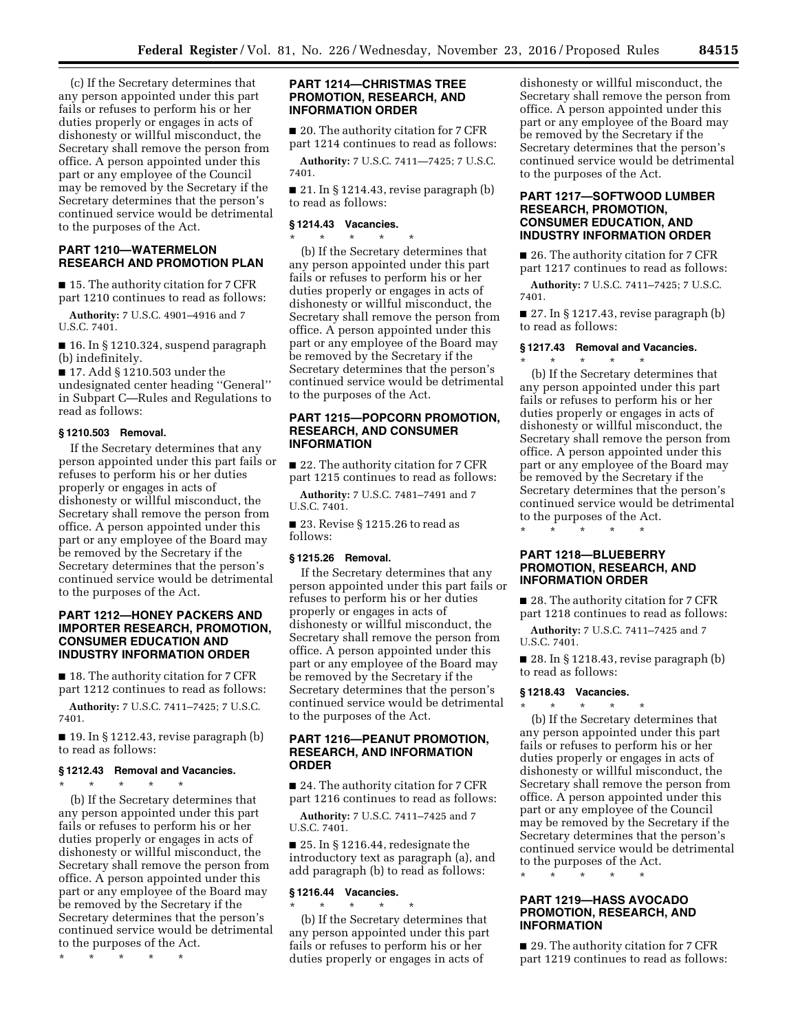(c) If the Secretary determines that any person appointed under this part fails or refuses to perform his or her duties properly or engages in acts of dishonesty or willful misconduct, the Secretary shall remove the person from office. A person appointed under this part or any employee of the Council may be removed by the Secretary if the Secretary determines that the person's continued service would be detrimental to the purposes of the Act.

## PART 1210—WATERMELON RESEARCH AND PROMOTION PLAN

■ 15. The authority citation for 7 CFR part 1210 continues to read as follows:

**Authority:** 7 U.S.C. 4901–4916 and 7 U.S.C. 7401.

■ 16. In § 1210.324, suspend paragraph (b) indefinitely.

■ 17. Add § 1210.503 under the undesignated center heading ''General'' in Subpart C—Rules and Regulations to read as follows:

### § 1210.503 Removal.

If the Secretary determines that any person appointed under this part fails or refuses to perform his or her duties properly or engages in acts of dishonesty or willful misconduct, the Secretary shall remove the person from office. A person appointed under this part or any employee of the Board may be removed by the Secretary if the Secretary determines that the person's continued service would be detrimental to the purposes of the Act.

## PART 1212—HONEY PACKERS AND IMPORTER RESEARCH, PROMOTION, CONSUMER EDUCATION AND INDUSTRY INFORMATION ORDER

■ 18. The authority citation for 7 CFR part 1212 continues to read as follows:

**Authority:** 7 U.S.C. 7411–7425; 7 U.S.C. 7401.

■ 19. In § 1212.43, revise paragraph (b) to read as follows:

### § 1212.43 Removal and Vacancies.

\* \* \* \* \*

(b) If the Secretary determines that any person appointed under this part fails or refuses to perform his or her duties properly or engages in acts of dishonesty or willful misconduct, the Secretary shall remove the person from office. A person appointed under this part or any employee of the Board may be removed by the Secretary if the Secretary determines that the person's continued service would be detrimental to the purposes of the Act.

\* \* \* \* \*

## PART 1214—CHRISTMAS TREE PROMOTION, RESEARCH, AND INFORMATION ORDER

■ 20. The authority citation for 7 CFR part 1214 continues to read as follows:

**Authority:** 7 U.S.C. 7411—7425; 7 U.S.C. 7401.

■ 21. In § 1214.43, revise paragraph (b) to read as follows:

### § 1214.43 Vacancies.

\* \* \* \* \*

(b) If the Secretary determines that any person appointed under this part fails or refuses to perform his or her duties properly or engages in acts of dishonesty or willful misconduct, the Secretary shall remove the person from office. A person appointed under this part or any employee of the Board may be removed by the Secretary if the Secretary determines that the person's continued service would be detrimental to the purposes of the Act.

## PART 1215—POPCORN PROMOTION, RESEARCH, AND CONSUMER INFORMATION

■ 22. The authority citation for 7 CFR part 1215 continues to read as follows:

**Authority:** 7 U.S.C. 7481–7491 and 7 U.S.C. 7401.

■ 23. Revise § 1215.26 to read as follows:

### § 1215.26 Removal.

If the Secretary determines that any person appointed under this part fails or refuses to perform his or her duties properly or engages in acts of dishonesty or willful misconduct, the Secretary shall remove the person from office. A person appointed under this part or any employee of the Board may be removed by the Secretary if the Secretary determines that the person's continued service would be detrimental to the purposes of the Act.

## PART 1216—PEANUT PROMOTION, RESEARCH, AND INFORMATION ORDER

■ 24. The authority citation for 7 CFR part 1216 continues to read as follows:

**Authority:** 7 U.S.C. 7411–7425 and 7 U.S.C. 7401.

■ 25. In § 1216.44, redesignate the introductory text as paragraph (a), and add paragraph (b) to read as follows:

### § 1216.44 Vacancies.

\* \* \* \* \*

(b) If the Secretary determines that any person appointed under this part fails or refuses to perform his or her duties properly or engages in acts of dishonesty or willful misconduct, the Secretary shall remove the person from office. A person appointed under this part or any employee of the Board may be removed by the Secretary if the Secretary determines that the person's continued service would be detrimental to the purposes of the Act.

## PART 1217—SOFTWOOD LUMBER RESEARCH, PROMOTION, CONSUMER EDUCATION, AND INDUSTRY INFORMATION ORDER

■ 26. The authority citation for 7 CFR part 1217 continues to read as follows:

**Authority:** 7 U.S.C. 7411–7425; 7 U.S.C. 7401.

■ 27. In § 1217.43, revise paragraph (b) to read as follows:

### § 1217.43 Removal and Vacancies.

\* \* \* \* \*

(b) If the Secretary determines that any person appointed under this part fails or refuses to perform his or her duties properly or engages in acts of dishonesty or willful misconduct, the Secretary shall remove the person from office. A person appointed under this part or any employee of the Board may be removed by the Secretary if the Secretary determines that the person's continued service would be detrimental to the purposes of the Act.

\* \* \* \* \*

## PART 1218—BLUEBERRY PROMOTION, RESEARCH, AND INFORMATION ORDER

■ 28. The authority citation for 7 CFR part 1218 continues to read as follows:

**Authority:** 7 U.S.C. 7411–7425 and 7 U.S.C. 7401.

■ 28. In § 1218.43, revise paragraph (b) to read as follows:

### § 1218.43 Vacancies.

\* \* \* \* \*

(b) If the Secretary determines that any person appointed under this part fails or refuses to perform his or her duties properly or engages in acts of dishonesty or willful misconduct, the Secretary shall remove the person from office. A person appointed under this part or any employee of the Council may be removed by the Secretary if the Secretary determines that the person's continued service would be detrimental to the purposes of the Act.

\* \* \* \* \*

## PART 1219—HASS AVOCADO PROMOTION, RESEARCH, AND INFORMATION

■ 29. The authority citation for 7 CFR part 1219 continues to read as follows: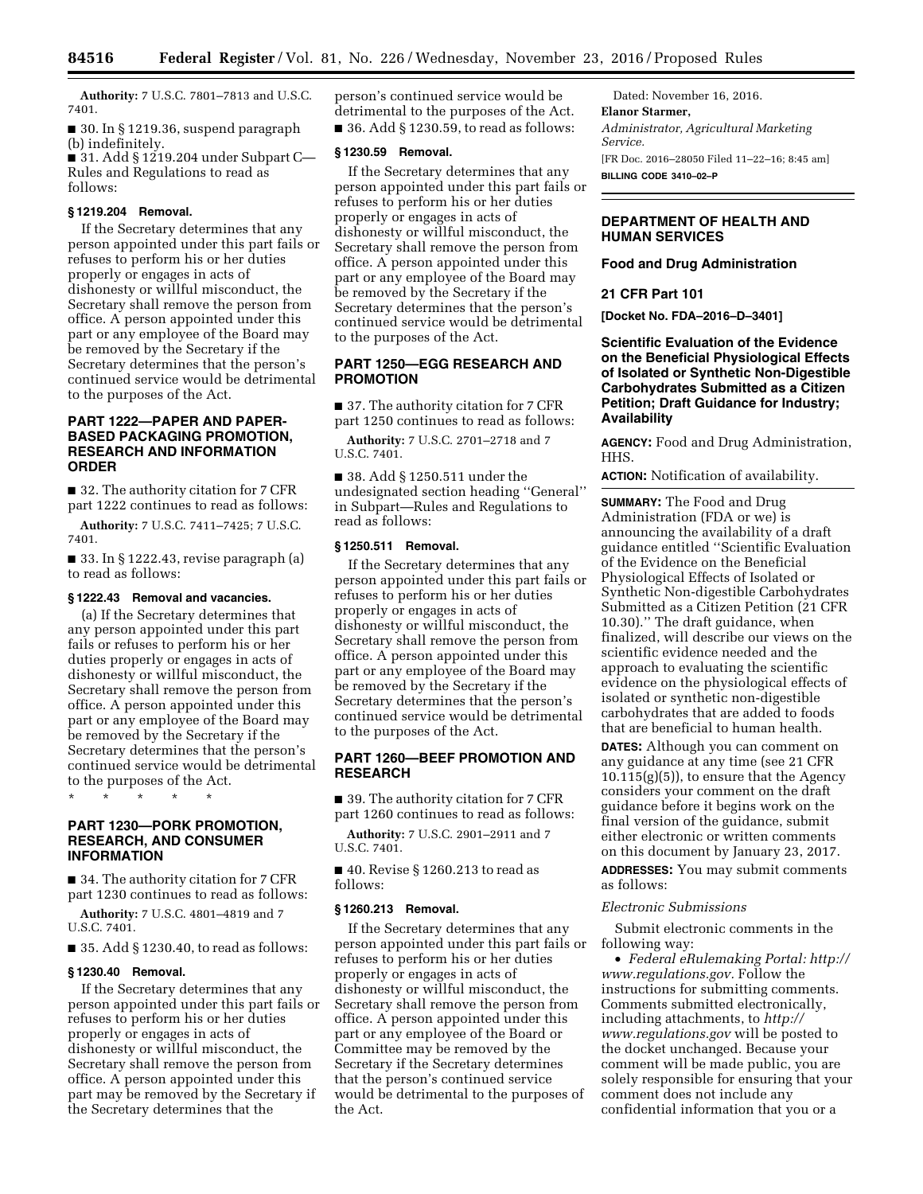**Authority:** 7 U.S.C. 7801–7813 and U.S.C. 7401.

■ 30. In § 1219.36, suspend paragraph (b) indefinitely.

■ 31. Add § 1219.204 under Subpart C—Rules and Regulations to read as follows:

**§ 1219.204 Removal.**

If the Secretary determines that any person appointed under this part fails or refuses to perform his or her duties properly or engages in acts of dishonesty or willful misconduct, the Secretary shall remove the person from office. A person appointed under this part or any employee of the Board may be removed by the Secretary if the Secretary determines that the person's continued service would be detrimental to the purposes of the Act.

## PART 1222—PAPER AND PAPER-BASED PACKAGING PROMOTION, RESEARCH AND INFORMATION ORDER

■ 32. The authority citation for 7 CFR part 1222 continues to read as follows:

**Authority:** 7 U.S.C. 7411–7425; 7 U.S.C. 7401.

■ 33. In § 1222.43, revise paragraph (a) to read as follows:

**§ 1222.43 Removal and vacancies.**

(a) If the Secretary determines that any person appointed under this part fails or refuses to perform his or her duties properly or engages in acts of dishonesty or willful misconduct, the Secretary shall remove the person from office. A person appointed under this part or any employee of the Board may be removed by the Secretary if the Secretary determines that the person's continued service would be detrimental to the purposes of the Act.

\* \* \* \* \*

## PART 1230—PORK PROMOTION, RESEARCH, AND CONSUMER INFORMATION

■ 34. The authority citation for 7 CFR part 1230 continues to read as follows:

**Authority:** 7 U.S.C. 4801–4819 and 7 U.S.C. 7401.

■ 35. Add § 1230.40, to read as follows:

**§ 1230.40 Removal.**

If the Secretary determines that any person appointed under this part fails or refuses to perform his or her duties properly or engages in acts of dishonesty or willful misconduct, the Secretary shall remove the person from office. A person appointed under this part may be removed by the Secretary if the Secretary determines that the person's continued service would be detrimental to the purposes of the Act.

■ 36. Add § 1230.59, to read as follows:

**§ 1230.59 Removal.**

If the Secretary determines that any person appointed under this part fails or refuses to perform his or her duties properly or engages in acts of dishonesty or willful misconduct, the Secretary shall remove the person from office. A person appointed under this part or any employee of the Board may be removed by the Secretary if the Secretary determines that the person's continued service would be detrimental to the purposes of the Act.

## PART 1250—EGG RESEARCH AND PROMOTION

■ 37. The authority citation for 7 CFR part 1250 continues to read as follows:

**Authority:** 7 U.S.C. 2701–2718 and 7 U.S.C. 7401.

■ 38. Add § 1250.511 under the undesignated section heading "General" in Subpart—Rules and Regulations to read as follows:

**§ 1250.511 Removal.**

If the Secretary determines that any person appointed under this part fails or refuses to perform his or her duties properly or engages in acts of dishonesty or willful misconduct, the Secretary shall remove the person from office. A person appointed under this part or any employee of the Board may be removed by the Secretary if the Secretary determines that the person's continued service would be detrimental to the purposes of the Act.

## PART 1260—BEEF PROMOTION AND RESEARCH

■ 39. The authority citation for 7 CFR part 1260 continues to read as follows:

**Authority:** 7 U.S.C. 2901–2911 and 7 U.S.C. 7401.

■ 40. Revise § 1260.213 to read as follows:

**§ 1260.213 Removal.**

If the Secretary determines that any person appointed under this part fails or refuses to perform his or her duties properly or engages in acts of dishonesty or willful misconduct, the Secretary shall remove the person from office. A person appointed under this part or any employee of the Board or Committee may be removed by the Secretary if the Secretary determines that the person's continued service would be detrimental to the purposes of the Act.

Dated: November 16, 2016.

**Elanor Starmer,**

*Administrator, Agricultural Marketing Service.*

[FR Doc. 2016–28050 Filed 11–22–16; 8:45 am]

**BILLING CODE 3410–02–P**

---

# DEPARTMENT OF HEALTH AND HUMAN SERVICES

## Food and Drug Administration

## 21 CFR Part 101

**[Docket No. FDA–2016–D–3401]**

## Scientific Evaluation of the Evidence on the Beneficial Physiological Effects of Isolated or Synthetic Non-Digestible Carbohydrates Submitted as a Citizen Petition; Draft Guidance for Industry; Availability

**AGENCY:** Food and Drug Administration, HHS.

**ACTION:** Notification of availability.

**SUMMARY:** The Food and Drug Administration (FDA or we) is announcing the availability of a draft guidance entitled "Scientific Evaluation of the Evidence on the Beneficial Physiological Effects of Isolated or Synthetic Non-digestible Carbohydrates Submitted as a Citizen Petition (21 CFR 10.30)." The draft guidance, when finalized, will describe our views on the scientific evidence needed and the approach to evaluating the scientific evidence on the physiological effects of isolated or synthetic non-digestible carbohydrates that are added to foods that are beneficial to human health.

**DATES:** Although you can comment on any guidance at any time (see 21 CFR 10.115(g)(5)), to ensure that the Agency considers your comment on the draft guidance before it begins work on the final version of the guidance, submit either electronic or written comments on this document by January 23, 2017.

**ADDRESSES:** You may submit comments as follows:

*Electronic Submissions*

Submit electronic comments in the following way:

- *Federal eRulemaking Portal: http://www.regulations.gov.* Follow the instructions for submitting comments. Comments submitted electronically, including attachments, to *http://www.regulations.gov* will be posted to the docket unchanged. Because your comment will be made public, you are solely responsible for ensuring that your comment does not include any confidential information that you or a